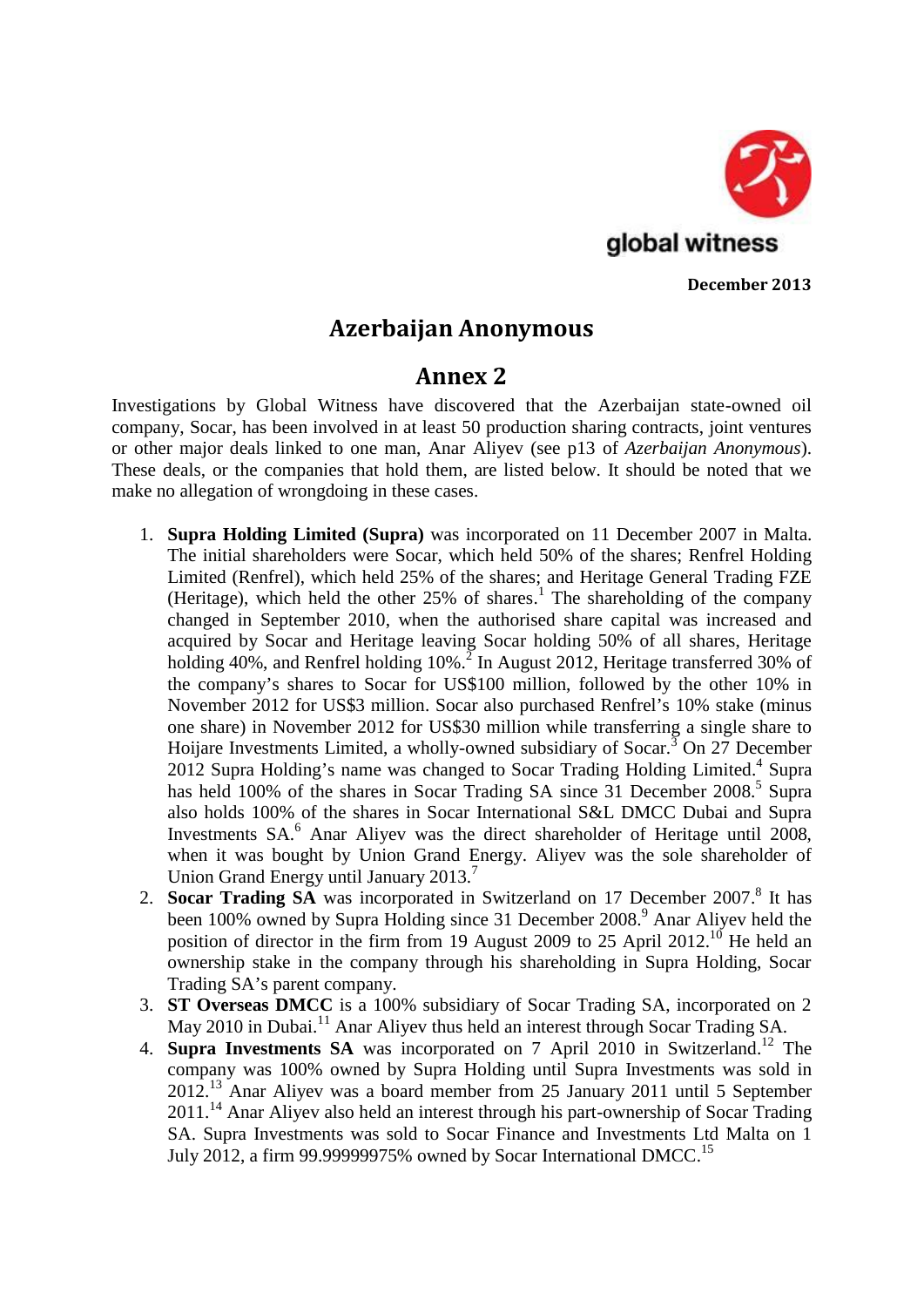global witness

**December 2013**

# Azerbaijan Anonymous

## Annex 2

Investigations by Global Witness have discovered that the Azerbaijan state-owned oil company, Socar, has been involved in at least 50 production sharing contracts, joint ventures or other major deals linked to one man, Anar Aliyev (see p13 of *Azerbaijan Anonymous*). These deals, or the companies that hold them, are listed below. It should be noted that we make no allegation of wrongdoing in these cases.

1. **Supra Holding Limited (Supra)** was incorporated on 11 December 2007 in Malta. The initial shareholders were Socar, which held 50% of the shares; Renfrel Holding Limited (Renfrel), which held 25% of the shares; and Heritage General Trading FZE (Heritage), which held the other 25% of shares.[1] The shareholding of the company changed in September 2010, when the authorised share capital was increased and acquired by Socar and Heritage leaving Socar holding 50% of all shares, Heritage holding 40%, and Renfrel holding 10%.[2] In August 2012, Heritage transferred 30% of the company's shares to Socar for US$100 million, followed by the other 10% in November 2012 for US$3 million. Socar also purchased Renfrel's 10% stake (minus one share) in November 2012 for US$30 million while transferring a single share to Hoijare Investments Limited, a wholly-owned subsidiary of Socar.[3] On 27 December 2012 Supra Holding's name was changed to Socar Trading Holding Limited.[4] Supra has held 100% of the shares in Socar Trading SA since 31 December 2008.[5] Supra also holds 100% of the shares in Socar International S&L DMCC Dubai and Supra Investments SA.[6] Anar Aliyev was the direct shareholder of Heritage until 2008, when it was bought by Union Grand Energy. Aliyev was the sole shareholder of Union Grand Energy until January 2013.[7]
2. **Socar Trading SA** was incorporated in Switzerland on 17 December 2007.[8] It has been 100% owned by Supra Holding since 31 December 2008.[9] Anar Aliyev held the position of director in the firm from 19 August 2009 to 25 April 2012.[10] He held an ownership stake in the company through his shareholding in Supra Holding, Socar Trading SA's parent company.
3. **ST Overseas DMCC** is a 100% subsidiary of Socar Trading SA, incorporated on 2 May 2010 in Dubai.[11] Anar Aliyev thus held an interest through Socar Trading SA.
4. **Supra Investments SA** was incorporated on 7 April 2010 in Switzerland.[12] The company was 100% owned by Supra Holding until Supra Investments was sold in 2012.[13] Anar Aliyev was a board member from 25 January 2011 until 5 September 2011.[14] Anar Aliyev also held an interest through his part-ownership of Socar Trading SA. Supra Investments was sold to Socar Finance and Investments Ltd Malta on 1 July 2012, a firm 99.99999975% owned by Socar International DMCC.[15]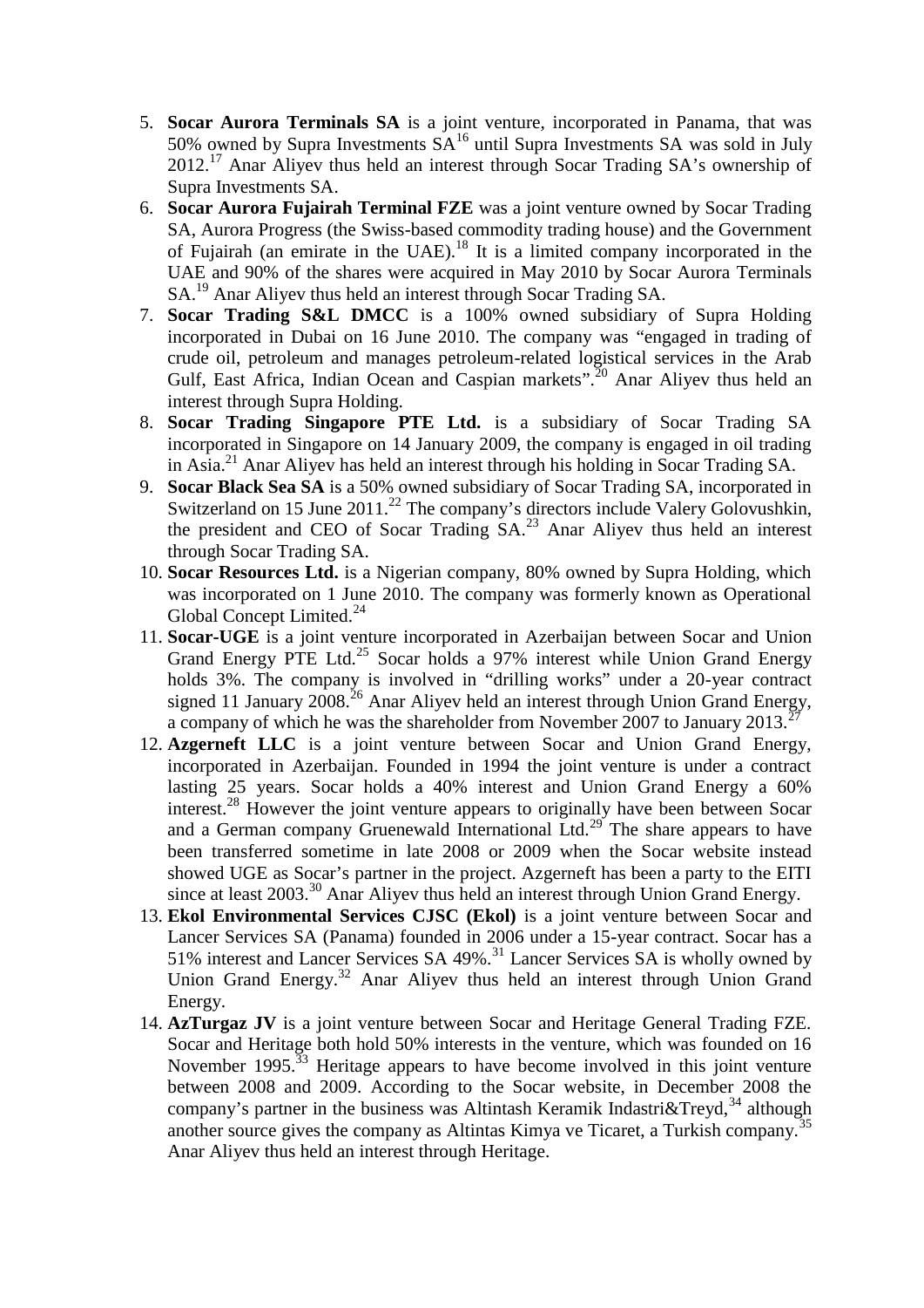5. **Socar Aurora Terminals SA** is a joint venture, incorporated in Panama, that was 50% owned by Supra Investments SA[16] until Supra Investments SA was sold in July 2012.[17] Anar Aliyev thus held an interest through Socar Trading SA's ownership of Supra Investments SA.
6. **Socar Aurora Fujairah Terminal FZE** was a joint venture owned by Socar Trading SA, Aurora Progress (the Swiss-based commodity trading house) and the Government of Fujairah (an emirate in the UAE).[18] It is a limited company incorporated in the UAE and 90% of the shares were acquired in May 2010 by Socar Aurora Terminals SA.[19] Anar Aliyev thus held an interest through Socar Trading SA.
7. **Socar Trading S&L DMCC** is a 100% owned subsidiary of Supra Holding incorporated in Dubai on 16 June 2010. The company was "engaged in trading of crude oil, petroleum and manages petroleum-related logistical services in the Arab Gulf, East Africa, Indian Ocean and Caspian markets".[20] Anar Aliyev thus held an interest through Supra Holding.
8. **Socar Trading Singapore PTE Ltd.** is a subsidiary of Socar Trading SA incorporated in Singapore on 14 January 2009, the company is engaged in oil trading in Asia.[21] Anar Aliyev has held an interest through his holding in Socar Trading SA.
9. **Socar Black Sea SA** is a 50% owned subsidiary of Socar Trading SA, incorporated in Switzerland on 15 June 2011.[22] The company's directors include Valery Golovushkin, the president and CEO of Socar Trading SA.[23] Anar Aliyev thus held an interest through Socar Trading SA.
10. **Socar Resources Ltd.** is a Nigerian company, 80% owned by Supra Holding, which was incorporated on 1 June 2010. The company was formerly known as Operational Global Concept Limited.[24]
11. **Socar-UGE** is a joint venture incorporated in Azerbaijan between Socar and Union Grand Energy PTE Ltd.[25] Socar holds a 97% interest while Union Grand Energy holds 3%. The company is involved in "drilling works" under a 20-year contract signed 11 January 2008.[26] Anar Aliyev held an interest through Union Grand Energy, a company of which he was the shareholder from November 2007 to January 2013.[27]
12. **Azgerneft LLC** is a joint venture between Socar and Union Grand Energy, incorporated in Azerbaijan. Founded in 1994 the joint venture is under a contract lasting 25 years. Socar holds a 40% interest and Union Grand Energy a 60% interest.[28] However the joint venture appears to originally have been between Socar and a German company Gruenewald International Ltd.[29] The share appears to have been transferred sometime in late 2008 or 2009 when the Socar website instead showed UGE as Socar's partner in the project. Azgerneft has been a party to the EITI since at least 2003.[30] Anar Aliyev thus held an interest through Union Grand Energy.
13. **Ekol Environmental Services CJSC (Ekol)** is a joint venture between Socar and Lancer Services SA (Panama) founded in 2006 under a 15-year contract. Socar has a 51% interest and Lancer Services SA 49%.[31] Lancer Services SA is wholly owned by Union Grand Energy.[32] Anar Aliyev thus held an interest through Union Grand Energy.
14. **AzTurgaz JV** is a joint venture between Socar and Heritage General Trading FZE. Socar and Heritage both hold 50% interests in the venture, which was founded on 16 November 1995.[33] Heritage appears to have become involved in this joint venture between 2008 and 2009. According to the Socar website, in December 2008 the company's partner in the business was Altintash Keramik Indastri&Treyd,[34] although another source gives the company as Altintas Kimya ve Ticaret, a Turkish company.[35] Anar Aliyev thus held an interest through Heritage.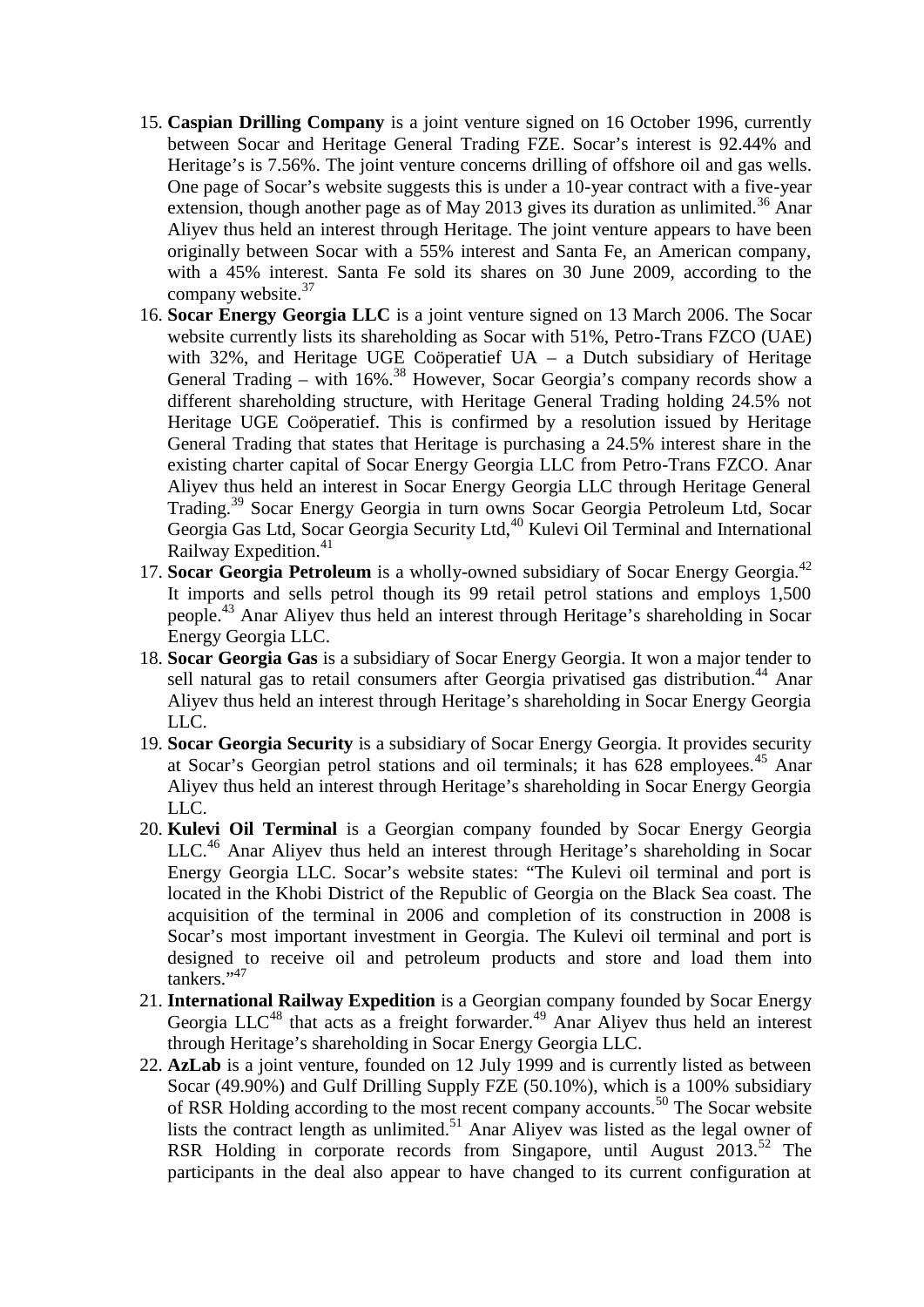15. **Caspian Drilling Company** is a joint venture signed on 16 October 1996, currently between Socar and Heritage General Trading FZE. Socar's interest is 92.44% and Heritage's is 7.56%. The joint venture concerns drilling of offshore oil and gas wells. One page of Socar's website suggests this is under a 10-year contract with a five-year extension, though another page as of May 2013 gives its duration as unlimited.[36] Anar Aliyev thus held an interest through Heritage. The joint venture appears to have been originally between Socar with a 55% interest and Santa Fe, an American company, with a 45% interest. Santa Fe sold its shares on 30 June 2009, according to the company website.[37]
16. **Socar Energy Georgia LLC** is a joint venture signed on 13 March 2006. The Socar website currently lists its shareholding as Socar with 51%, Petro-Trans FZCO (UAE) with 32%, and Heritage UGE Coöperatief UA – a Dutch subsidiary of Heritage General Trading – with 16%.[38] However, Socar Georgia's company records show a different shareholding structure, with Heritage General Trading holding 24.5% not Heritage UGE Coöperatief. This is confirmed by a resolution issued by Heritage General Trading that states that Heritage is purchasing a 24.5% interest share in the existing charter capital of Socar Energy Georgia LLC from Petro-Trans FZCO. Anar Aliyev thus held an interest in Socar Energy Georgia LLC through Heritage General Trading.[39] Socar Energy Georgia in turn owns Socar Georgia Petroleum Ltd, Socar Georgia Gas Ltd, Socar Georgia Security Ltd,[40] Kulevi Oil Terminal and International Railway Expedition.[41]
17. **Socar Georgia Petroleum** is a wholly-owned subsidiary of Socar Energy Georgia.[42] It imports and sells petrol though its 99 retail petrol stations and employs 1,500 people.[43] Anar Aliyev thus held an interest through Heritage's shareholding in Socar Energy Georgia LLC.
18. **Socar Georgia Gas** is a subsidiary of Socar Energy Georgia. It won a major tender to sell natural gas to retail consumers after Georgia privatised gas distribution.[44] Anar Aliyev thus held an interest through Heritage's shareholding in Socar Energy Georgia LLC.
19. **Socar Georgia Security** is a subsidiary of Socar Energy Georgia. It provides security at Socar's Georgian petrol stations and oil terminals; it has 628 employees.[45] Anar Aliyev thus held an interest through Heritage's shareholding in Socar Energy Georgia LLC.
20. **Kulevi Oil Terminal** is a Georgian company founded by Socar Energy Georgia LLC.[46] Anar Aliyev thus held an interest through Heritage's shareholding in Socar Energy Georgia LLC. Socar's website states: "The Kulevi oil terminal and port is located in the Khobi District of the Republic of Georgia on the Black Sea coast. The acquisition of the terminal in 2006 and completion of its construction in 2008 is Socar's most important investment in Georgia. The Kulevi oil terminal and port is designed to receive oil and petroleum products and store and load them into tankers."[47]
21. **International Railway Expedition** is a Georgian company founded by Socar Energy Georgia LLC[48] that acts as a freight forwarder.[49] Anar Aliyev thus held an interest through Heritage's shareholding in Socar Energy Georgia LLC.
22. **AzLab** is a joint venture, founded on 12 July 1999 and is currently listed as between Socar (49.90%) and Gulf Drilling Supply FZE (50.10%), which is a 100% subsidiary of RSR Holding according to the most recent company accounts.[50] The Socar website lists the contract length as unlimited.[51] Anar Aliyev was listed as the legal owner of RSR Holding in corporate records from Singapore, until August 2013.[52] The participants in the deal also appear to have changed to its current configuration at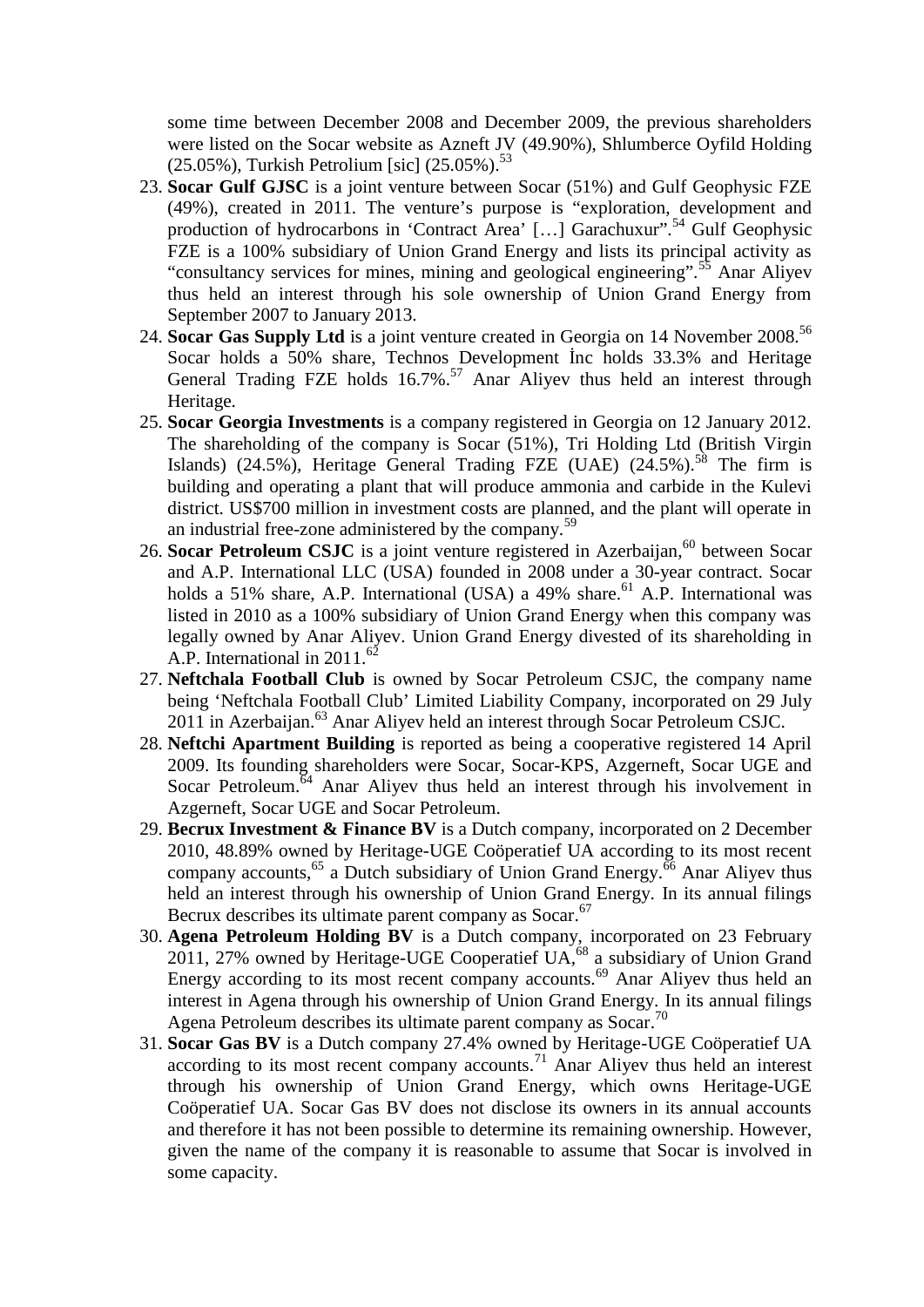some time between December 2008 and December 2009, the previous shareholders were listed on the Socar website as Azneft JV (49.90%), Shlumberce Oyfild Holding (25.05%), Turkish Petrolium [sic] (25.05%).[53]

23. **Socar Gulf GJSC** is a joint venture between Socar (51%) and Gulf Geophysic FZE (49%), created in 2011. The venture's purpose is "exploration, development and production of hydrocarbons in 'Contract Area' […] Garachuxur".[54] Gulf Geophysic FZE is a 100% subsidiary of Union Grand Energy and lists its principal activity as "consultancy services for mines, mining and geological engineering".[55] Anar Aliyev thus held an interest through his sole ownership of Union Grand Energy from September 2007 to January 2013.
24. **Socar Gas Supply Ltd** is a joint venture created in Georgia on 14 November 2008.[56] Socar holds a 50% share, Technos Development İnc holds 33.3% and Heritage General Trading FZE holds 16.7%.[57] Anar Aliyev thus held an interest through Heritage.
25. **Socar Georgia Investments** is a company registered in Georgia on 12 January 2012. The shareholding of the company is Socar (51%), Tri Holding Ltd (British Virgin Islands) (24.5%), Heritage General Trading FZE (UAE) (24.5%).[58] The firm is building and operating a plant that will produce ammonia and carbide in the Kulevi district. US$700 million in investment costs are planned, and the plant will operate in an industrial free-zone administered by the company.[59]
26. **Socar Petroleum CSJC** is a joint venture registered in Azerbaijan,[60] between Socar and A.P. International LLC (USA) founded in 2008 under a 30-year contract. Socar holds a 51% share, A.P. International (USA) a 49% share.[61] A.P. International was listed in 2010 as a 100% subsidiary of Union Grand Energy when this company was legally owned by Anar Aliyev. Union Grand Energy divested of its shareholding in A.P. International in 2011.[62]
27. **Neftchala Football Club** is owned by Socar Petroleum CSJC, the company name being 'Neftchala Football Club' Limited Liability Company, incorporated on 29 July 2011 in Azerbaijan.[63] Anar Aliyev held an interest through Socar Petroleum CSJC.
28. **Neftchi Apartment Building** is reported as being a cooperative registered 14 April 2009. Its founding shareholders were Socar, Socar-KPS, Azgerneft, Socar UGE and Socar Petroleum.[64] Anar Aliyev thus held an interest through his involvement in Azgerneft, Socar UGE and Socar Petroleum.
29. **Becrux Investment & Finance BV** is a Dutch company, incorporated on 2 December 2010, 48.89% owned by Heritage-UGE Coöperatief UA according to its most recent company accounts,[65] a Dutch subsidiary of Union Grand Energy.[66] Anar Aliyev thus held an interest through his ownership of Union Grand Energy. In its annual filings Becrux describes its ultimate parent company as Socar.[67]
30. **Agena Petroleum Holding BV** is a Dutch company, incorporated on 23 February 2011, 27% owned by Heritage-UGE Cooperatief UA,[68] a subsidiary of Union Grand Energy according to its most recent company accounts.[69] Anar Aliyev thus held an interest in Agena through his ownership of Union Grand Energy. In its annual filings Agena Petroleum describes its ultimate parent company as Socar.[70]
31. **Socar Gas BV** is a Dutch company 27.4% owned by Heritage-UGE Coöperatief UA according to its most recent company accounts.[71] Anar Aliyev thus held an interest through his ownership of Union Grand Energy, which owns Heritage-UGE Coöperatief UA. Socar Gas BV does not disclose its owners in its annual accounts and therefore it has not been possible to determine its remaining ownership. However, given the name of the company it is reasonable to assume that Socar is involved in some capacity.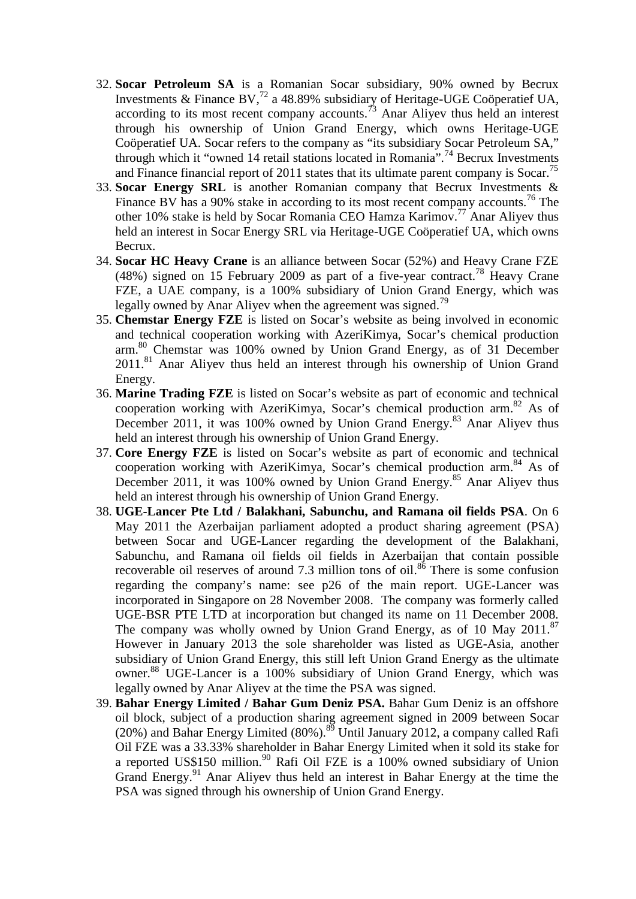32. **Socar Petroleum SA** is a Romanian Socar subsidiary, 90% owned by Becrux Investments & Finance BV,[72] a 48.89% subsidiary of Heritage-UGE Coöperatief UA, according to its most recent company accounts.[73] Anar Aliyev thus held an interest through his ownership of Union Grand Energy, which owns Heritage-UGE Coöperatief UA. Socar refers to the company as "its subsidiary Socar Petroleum SA," through which it "owned 14 retail stations located in Romania".[74] Becrux Investments and Finance financial report of 2011 states that its ultimate parent company is Socar.[75]
33. **Socar Energy SRL** is another Romanian company that Becrux Investments & Finance BV has a 90% stake in according to its most recent company accounts.[76] The other 10% stake is held by Socar Romania CEO Hamza Karimov.[77] Anar Aliyev thus held an interest in Socar Energy SRL via Heritage-UGE Coöperatief UA, which owns Becrux.
34. **Socar HC Heavy Crane** is an alliance between Socar (52%) and Heavy Crane FZE (48%) signed on 15 February 2009 as part of a five-year contract.[78] Heavy Crane FZE, a UAE company, is a 100% subsidiary of Union Grand Energy, which was legally owned by Anar Aliyev when the agreement was signed.[79]
35. **Chemstar Energy FZE** is listed on Socar's website as being involved in economic and technical cooperation working with AzeriKimya, Socar's chemical production arm.[80] Chemstar was 100% owned by Union Grand Energy, as of 31 December 2011.[81] Anar Aliyev thus held an interest through his ownership of Union Grand Energy.
36. **Marine Trading FZE** is listed on Socar's website as part of economic and technical cooperation working with AzeriKimya, Socar's chemical production arm.[82] As of December 2011, it was 100% owned by Union Grand Energy.[83] Anar Aliyev thus held an interest through his ownership of Union Grand Energy.
37. **Core Energy FZE** is listed on Socar's website as part of economic and technical cooperation working with AzeriKimya, Socar's chemical production arm.[84] As of December 2011, it was 100% owned by Union Grand Energy.[85] Anar Aliyev thus held an interest through his ownership of Union Grand Energy.
38. **UGE-Lancer Pte Ltd / Balakhani, Sabunchu, and Ramana oil fields PSA**. On 6 May 2011 the Azerbaijan parliament adopted a product sharing agreement (PSA) between Socar and UGE-Lancer regarding the development of the Balakhani, Sabunchu, and Ramana oil fields oil fields in Azerbaijan that contain possible recoverable oil reserves of around 7.3 million tons of oil.[86] There is some confusion regarding the company's name: see p26 of the main report. UGE-Lancer was incorporated in Singapore on 28 November 2008. The company was formerly called UGE-BSR PTE LTD at incorporation but changed its name on 11 December 2008. The company was wholly owned by Union Grand Energy, as of 10 May 2011.[87] However in January 2013 the sole shareholder was listed as UGE-Asia, another subsidiary of Union Grand Energy, this still left Union Grand Energy as the ultimate owner.[88] UGE-Lancer is a 100% subsidiary of Union Grand Energy, which was legally owned by Anar Aliyev at the time the PSA was signed.
39. **Bahar Energy Limited / Bahar Gum Deniz PSA.** Bahar Gum Deniz is an offshore oil block, subject of a production sharing agreement signed in 2009 between Socar (20%) and Bahar Energy Limited (80%).[89] Until January 2012, a company called Rafi Oil FZE was a 33.33% shareholder in Bahar Energy Limited when it sold its stake for a reported US$150 million.[90] Rafi Oil FZE is a 100% owned subsidiary of Union Grand Energy.[91] Anar Aliyev thus held an interest in Bahar Energy at the time the PSA was signed through his ownership of Union Grand Energy.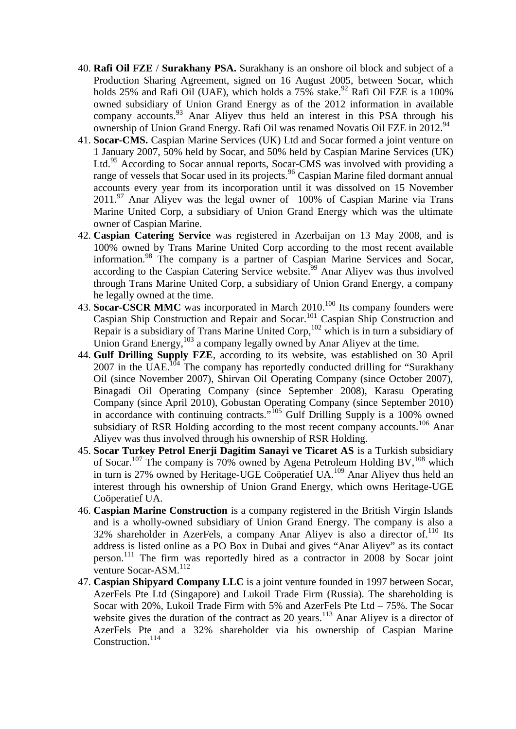40. **Rafi Oil FZE / Surakhany PSA.** Surakhany is an onshore oil block and subject of a Production Sharing Agreement, signed on 16 August 2005, between Socar, which holds 25% and Rafi Oil (UAE), which holds a 75% stake.[92] Rafi Oil FZE is a 100% owned subsidiary of Union Grand Energy as of the 2012 information in available company accounts.[93] Anar Aliyev thus held an interest in this PSA through his ownership of Union Grand Energy. Rafi Oil was renamed Novatis Oil FZE in 2012.[94]
41. **Socar-CMS.** Caspian Marine Services (UK) Ltd and Socar formed a joint venture on 1 January 2007, 50% held by Socar, and 50% held by Caspian Marine Services (UK) Ltd.[95] According to Socar annual reports, Socar-CMS was involved with providing a range of vessels that Socar used in its projects.[96] Caspian Marine filed dormant annual accounts every year from its incorporation until it was dissolved on 15 November 2011.[97] Anar Aliyev was the legal owner of 100% of Caspian Marine via Trans Marine United Corp, a subsidiary of Union Grand Energy which was the ultimate owner of Caspian Marine.
42. **Caspian Catering Service** was registered in Azerbaijan on 13 May 2008, and is 100% owned by Trans Marine United Corp according to the most recent available information.[98] The company is a partner of Caspian Marine Services and Socar, according to the Caspian Catering Service website.[99] Anar Aliyev was thus involved through Trans Marine United Corp, a subsidiary of Union Grand Energy, a company he legally owned at the time.
43. **Socar-CSCR MMC** was incorporated in March 2010.[100] Its company founders were Caspian Ship Construction and Repair and Socar.[101] Caspian Ship Construction and Repair is a subsidiary of Trans Marine United Corp,[102] which is in turn a subsidiary of Union Grand Energy,[103] a company legally owned by Anar Aliyev at the time.
44. **Gulf Drilling Supply FZE**, according to its website, was established on 30 April 2007 in the UAE.[104] The company has reportedly conducted drilling for "Surakhany Oil (since November 2007), Shirvan Oil Operating Company (since October 2007), Binagadi Oil Operating Company (since September 2008), Karasu Operating Company (since April 2010), Gobustan Operating Company (since September 2010) in accordance with continuing contracts."[105] Gulf Drilling Supply is a 100% owned subsidiary of RSR Holding according to the most recent company accounts.[106] Anar Aliyev was thus involved through his ownership of RSR Holding.
45. **Socar Turkey Petrol Enerji Dagitim Sanayi ve Ticaret AS** is a Turkish subsidiary of Socar.[107] The company is 70% owned by Agena Petroleum Holding BV,[108] which in turn is 27% owned by Heritage-UGE Coöperatief UA.[109] Anar Aliyev thus held an interest through his ownership of Union Grand Energy, which owns Heritage-UGE Coöperatief UA.
46. **Caspian Marine Construction** is a company registered in the British Virgin Islands and is a wholly-owned subsidiary of Union Grand Energy. The company is also a 32% shareholder in AzerFels, a company Anar Aliyev is also a director of.[110] Its address is listed online as a PO Box in Dubai and gives "Anar Aliyev" as its contact person.[111] The firm was reportedly hired as a contractor in 2008 by Socar joint venture Socar-ASM.[112]
47. **Caspian Shipyard Company LLC** is a joint venture founded in 1997 between Socar, AzerFels Pte Ltd (Singapore) and Lukoil Trade Firm (Russia). The shareholding is Socar with 20%, Lukoil Trade Firm with 5% and AzerFels Pte Ltd – 75%. The Socar website gives the duration of the contract as 20 years.[113] Anar Aliyev is a director of AzerFels Pte and a 32% shareholder via his ownership of Caspian Marine Construction.[114]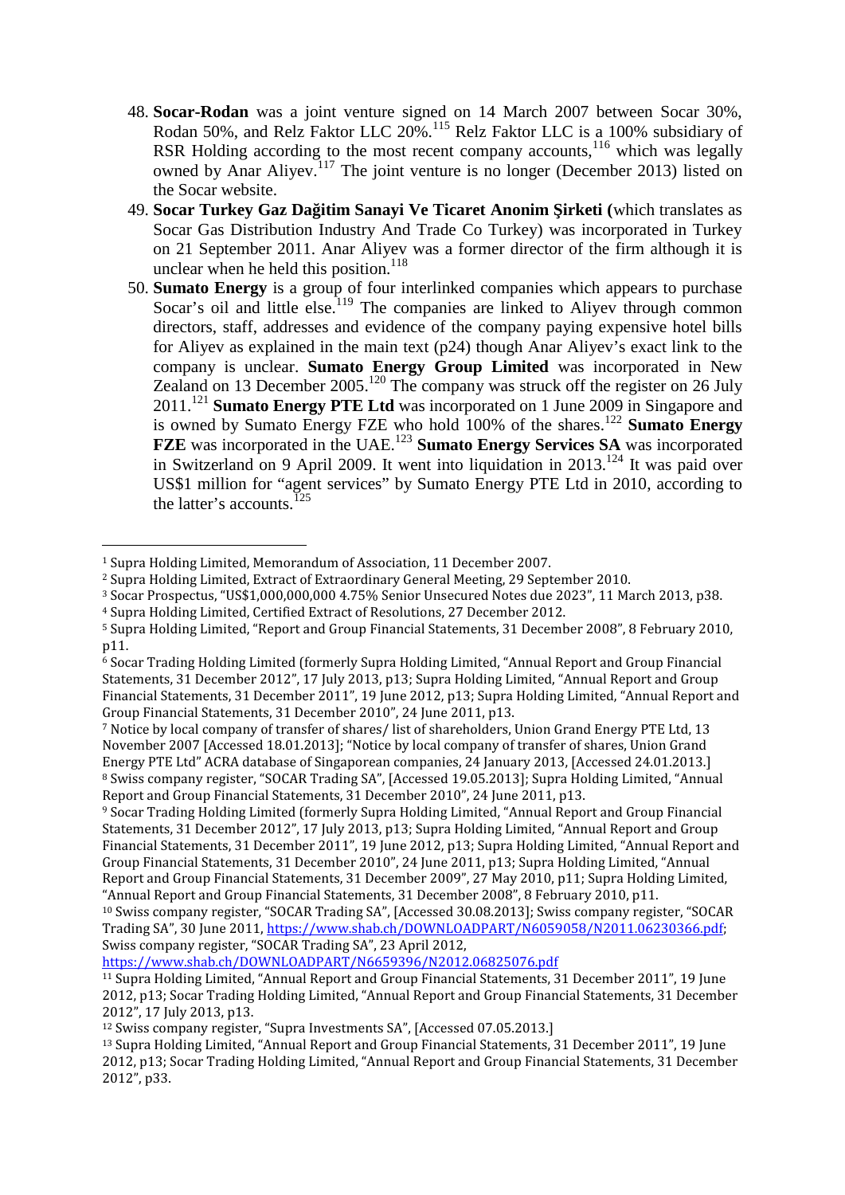48. **Socar-Rodan** was a joint venture signed on 14 March 2007 between Socar 30%, Rodan 50%, and Relz Faktor LLC 20%.[115] Relz Faktor LLC is a 100% subsidiary of RSR Holding according to the most recent company accounts,[116] which was legally owned by Anar Aliyev.[117] The joint venture is no longer (December 2013) listed on the Socar website.
49. **Socar Turkey Gaz Dağitim Sanayi Ve Ticaret Anonim Şirketi (**which translates as Socar Gas Distribution Industry And Trade Co Turkey) was incorporated in Turkey on 21 September 2011. Anar Aliyev was a former director of the firm although it is unclear when he held this position.[118]
50. **Sumato Energy** is a group of four interlinked companies which appears to purchase Socar's oil and little else.[119] The companies are linked to Aliyev through common directors, staff, addresses and evidence of the company paying expensive hotel bills for Aliyev as explained in the main text (p24) though Anar Aliyev's exact link to the company is unclear. **Sumato Energy Group Limited** was incorporated in New Zealand on 13 December 2005.[120] The company was struck off the register on 26 July 2011.[121] **Sumato Energy PTE Ltd** was incorporated on 1 June 2009 in Singapore and is owned by Sumato Energy FZE who hold 100% of the shares.[122] **Sumato Energy FZE** was incorporated in the UAE.[123] **Sumato Energy Services SA** was incorporated in Switzerland on 9 April 2009. It went into liquidation in 2013.[124] It was paid over US$1 million for "agent services" by Sumato Energy PTE Ltd in 2010, according to the latter's accounts.[125]

---

[1] Supra Holding Limited, Memorandum of Association, 11 December 2007.

[2] Supra Holding Limited, Extract of Extraordinary General Meeting, 29 September 2010.

[3] Socar Prospectus, "US$1,000,000,000 4.75% Senior Unsecured Notes due 2023", 11 March 2013, p38.

[4] Supra Holding Limited, Certified Extract of Resolutions, 27 December 2012.

[5] Supra Holding Limited, "Report and Group Financial Statements, 31 December 2008", 8 February 2010, p11.

[6] Socar Trading Holding Limited (formerly Supra Holding Limited, "Annual Report and Group Financial Statements, 31 December 2012", 17 July 2013, p13; Supra Holding Limited, "Annual Report and Group Financial Statements, 31 December 2011", 19 June 2012, p13; Supra Holding Limited, "Annual Report and Group Financial Statements, 31 December 2010", 24 June 2011, p13.

[7] Notice by local company of transfer of shares/ list of shareholders, Union Grand Energy PTE Ltd, 13 November 2007 [Accessed 18.01.2013]; "Notice by local company of transfer of shares, Union Grand Energy PTE Ltd" ACRA database of Singaporean companies, 24 January 2013, [Accessed 24.01.2013.]

[8] Swiss company register, "SOCAR Trading SA", [Accessed 19.05.2013]; Supra Holding Limited, "Annual Report and Group Financial Statements, 31 December 2010", 24 June 2011, p13.

[9] Socar Trading Holding Limited (formerly Supra Holding Limited, "Annual Report and Group Financial Statements, 31 December 2012", 17 July 2013, p13; Supra Holding Limited, "Annual Report and Group Financial Statements, 31 December 2011", 19 June 2012, p13; Supra Holding Limited, "Annual Report and Group Financial Statements, 31 December 2010", 24 June 2011, p13; Supra Holding Limited, "Annual Report and Group Financial Statements, 31 December 2009", 27 May 2010, p11; Supra Holding Limited, "Annual Report and Group Financial Statements, 31 December 2008", 8 February 2010, p11.

[10] Swiss company register, "SOCAR Trading SA", [Accessed 30.08.2013]; Swiss company register, "SOCAR Trading SA", 30 June 2011, https://www.shab.ch/DOWNLOADPART/N6059058/N2011.06230366.pdf; Swiss company register, "SOCAR Trading SA", 23 April 2012, https://www.shab.ch/DOWNLOADPART/N6659396/N2012.06825076.pdf

[11] Supra Holding Limited, "Annual Report and Group Financial Statements, 31 December 2011", 19 June 2012, p13; Socar Trading Holding Limited, "Annual Report and Group Financial Statements, 31 December 2012", 17 July 2013, p13.

[12] Swiss company register, "Supra Investments SA", [Accessed 07.05.2013.]

[13] Supra Holding Limited, "Annual Report and Group Financial Statements, 31 December 2011", 19 June 2012, p13; Socar Trading Holding Limited, "Annual Report and Group Financial Statements, 31 December 2012", p33.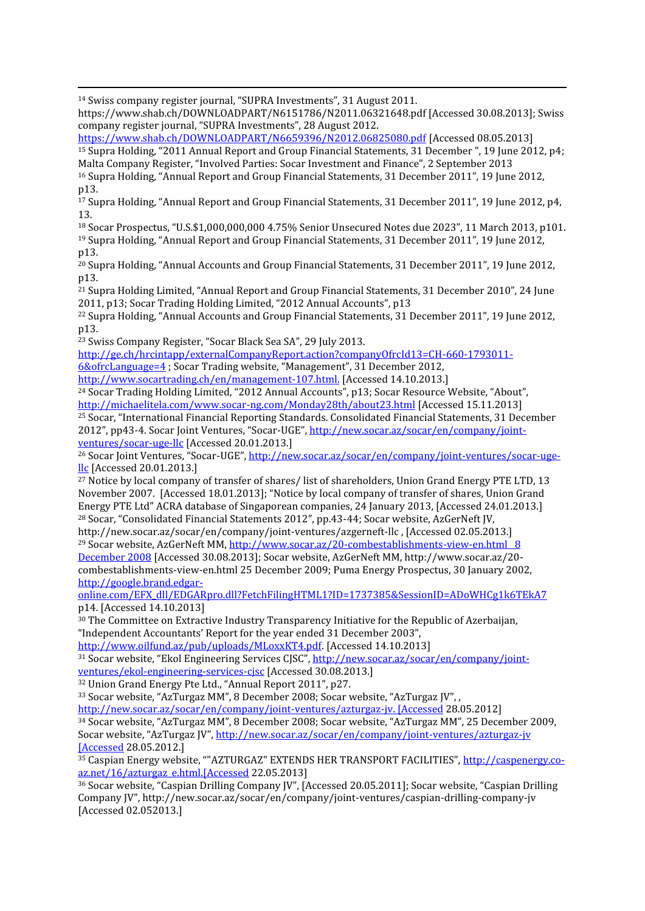[14] Swiss company register journal, "SUPRA Investments", 31 August 2011. https://www.shab.ch/DOWNLOADPART/N6151786/N2011.06321648.pdf [Accessed 30.08.2013]; Swiss company register journal, "SUPRA Investments", 28 August 2012. https://www.shab.ch/DOWNLOADPART/N6659396/N2012.06825080.pdf [Accessed 08.05.2013]

[15] Supra Holding, "2011 Annual Report and Group Financial Statements, 31 December ", 19 June 2012, p4; Malta Company Register, "Involved Parties: Socar Investment and Finance", 2 September 2013

[16] Supra Holding, "Annual Report and Group Financial Statements, 31 December 2011", 19 June 2012, p13.

[17] Supra Holding, "Annual Report and Group Financial Statements, 31 December 2011", 19 June 2012, p4, 13.

[18] Socar Prospectus, "U.S.$1,000,000,000 4.75% Senior Unsecured Notes due 2023", 11 March 2013, p101.

[19] Supra Holding, "Annual Report and Group Financial Statements, 31 December 2011", 19 June 2012, p13.

[20] Supra Holding, "Annual Accounts and Group Financial Statements, 31 December 2011", 19 June 2012, p13.

[21] Supra Holding Limited, "Annual Report and Group Financial Statements, 31 December 2010", 24 June 2011, p13; Socar Trading Holding Limited, "2012 Annual Accounts", p13

[22] Supra Holding, "Annual Accounts and Group Financial Statements, 31 December 2011", 19 June 2012, p13.

[23] Swiss Company Register, "Socar Black Sea SA", 29 July 2013. http://ge.ch/hrcintapp/externalCompanyReport.action?companyOfrcId13=CH-660-1793011-6&ofrcLanguage=4 ; Socar Trading website, "Management", 31 December 2012, http://www.socartrading.ch/en/management-107.html. [Accessed 14.10.2013.]

[24] Socar Trading Holding Limited, "2012 Annual Accounts", p13; Socar Resource Website, "About", http://michaelitela.com/www.socar-ng.com/Monday28th/about23.html [Accessed 15.11.2013]

[25] Socar, "International Financial Reporting Standards. Consolidated Financial Statements, 31 December 2012", pp43-4. Socar Joint Ventures, "Socar-UGE", http://new.socar.az/socar/en/company/joint-ventures/socar-uge-llc [Accessed 20.01.2013.]

[26] Socar Joint Ventures, "Socar-UGE", http://new.socar.az/socar/en/company/joint-ventures/socar-uge-llc [Accessed 20.01.2013.]

[27] Notice by local company of transfer of shares/ list of shareholders, Union Grand Energy PTE LTD, 13 November 2007. [Accessed 18.01.2013]; "Notice by local company of transfer of shares, Union Grand Energy PTE Ltd" ACRA database of Singaporean companies, 24 January 2013, [Accessed 24.01.2013.]

[28] Socar, "Consolidated Financial Statements 2012", pp.43-44; Socar website, AzGerNeft JV, http://new.socar.az/socar/en/company/joint-ventures/azgerneft-llc , [Accessed 02.05.2013.]

[29] Socar website, AzGerNeft MM, http://www.socar.az/20-combestablishments-view-en.html 8 December 2008 [Accessed 30.08.2013]; Socar website, AzGerNeft MM, http://www.socar.az/20-combestablishments-view-en.html 25 December 2009; Puma Energy Prospectus, 30 January 2002, http://google.brand.edgar-online.com/EFX_dll/EDGARpro.dll?FetchFilingHTML1?ID=1737385&SessionID=ADoWHCg1k6TEkA7 p14. [Accessed 14.10.2013]

[30] The Committee on Extractive Industry Transparency Initiative for the Republic of Azerbaijan, "Independent Accountants' Report for the year ended 31 December 2003", http://www.oilfund.az/pub/uploads/MLoxxKT4.pdf. [Accessed 14.10.2013]

[31] Socar website, "Ekol Engineering Services CJSC", http://new.socar.az/socar/en/company/joint-ventures/ekol-engineering-services-cjsc [Accessed 30.08.2013.]

[32] Union Grand Energy Pte Ltd., "Annual Report 2011", p27.

[33] Socar website, "AzTurgaz MM", 8 December 2008; Socar website, "AzTurgaz JV", , http://new.socar.az/socar/en/company/joint-ventures/azturgaz-jv. [Accessed 28.05.2012]

[34] Socar website, "AzTurgaz MM", 8 December 2008; Socar website, "AzTurgaz MM", 25 December 2009, Socar website, "AzTurgaz JV", http://new.socar.az/socar/en/company/joint-ventures/azturgaz-jv [Accessed 28.05.2012.]

[35] Caspian Energy website, ""AZTURGAZ" EXTENDS HER TRANSPORT FACILITIES", http://caspenergy.co-az.net/16/azturgaz_e.html.[Accessed 22.05.2013]

[36] Socar website, "Caspian Drilling Company JV", [Accessed 20.05.2011]; Socar website, "Caspian Drilling Company JV", http://new.socar.az/socar/en/company/joint-ventures/caspian-drilling-company-jv [Accessed 02.052013.]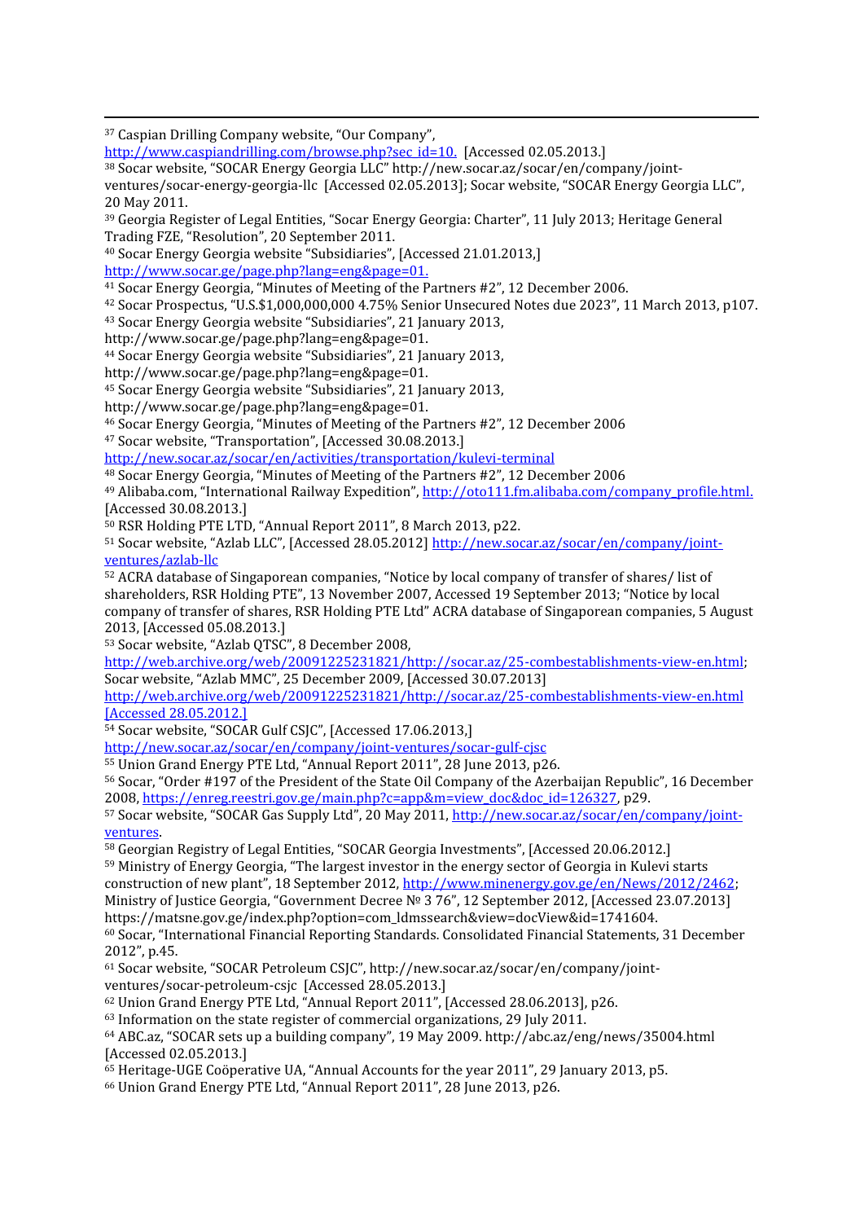[37] Caspian Drilling Company website, "Our Company", http://www.caspiandrilling.com/browse.php?sec_id=10. [Accessed 02.05.2013.]

[38] Socar website, "SOCAR Energy Georgia LLC" http://new.socar.az/socar/en/company/joint-ventures/socar-energy-georgia-llc [Accessed 02.05.2013]; Socar website, "SOCAR Energy Georgia LLC", 20 May 2011.

[39] Georgia Register of Legal Entities, "Socar Energy Georgia: Charter", 11 July 2013; Heritage General Trading FZE, "Resolution", 20 September 2011.

[40] Socar Energy Georgia website "Subsidiaries", [Accessed 21.01.2013,] http://www.socar.ge/page.php?lang=eng&page=01.

[41] Socar Energy Georgia, "Minutes of Meeting of the Partners #2", 12 December 2006.

[42] Socar Prospectus, "U.S.$1,000,000,000 4.75% Senior Unsecured Notes due 2023", 11 March 2013, p107.

[43] Socar Energy Georgia website "Subsidiaries", 21 January 2013, http://www.socar.ge/page.php?lang=eng&page=01.

[44] Socar Energy Georgia website "Subsidiaries", 21 January 2013, http://www.socar.ge/page.php?lang=eng&page=01.

[45] Socar Energy Georgia website "Subsidiaries", 21 January 2013, http://www.socar.ge/page.php?lang=eng&page=01.

[46] Socar Energy Georgia, "Minutes of Meeting of the Partners #2", 12 December 2006

[47] Socar website, "Transportation", [Accessed 30.08.2013.] http://new.socar.az/socar/en/activities/transportation/kulevi-terminal

[48] Socar Energy Georgia, "Minutes of Meeting of the Partners #2", 12 December 2006

[49] Alibaba.com, "International Railway Expedition", http://oto111.fm.alibaba.com/company_profile.html. [Accessed 30.08.2013.]

[50] RSR Holding PTE LTD, "Annual Report 2011", 8 March 2013, p22.

[51] Socar website, "Azlab LLC", [Accessed 28.05.2012] http://new.socar.az/socar/en/company/joint-ventures/azlab-llc

[52] ACRA database of Singaporean companies, "Notice by local company of transfer of shares/ list of shareholders, RSR Holding PTE", 13 November 2007, Accessed 19 September 2013; "Notice by local company of transfer of shares, RSR Holding PTE Ltd" ACRA database of Singaporean companies, 5 August 2013, [Accessed 05.08.2013.]

[53] Socar website, "Azlab QTSC", 8 December 2008, http://web.archive.org/web/20091225231821/http://socar.az/25-combestablishments-view-en.html; Socar website, "Azlab MMC", 25 December 2009, [Accessed 30.07.2013] http://web.archive.org/web/20091225231821/http://socar.az/25-combestablishments-view-en.html [Accessed 28.05.2012.]

[54] Socar website, "SOCAR Gulf CSJC", [Accessed 17.06.2013,] http://new.socar.az/socar/en/company/joint-ventures/socar-gulf-cjsc

[55] Union Grand Energy PTE Ltd, "Annual Report 2011", 28 June 2013, p26.

[56] Socar, "Order #197 of the President of the State Oil Company of the Azerbaijan Republic", 16 December 2008, https://enreg.reestri.gov.ge/main.php?c=app&m=view_doc&doc_id=126327, p29.

[57] Socar website, "SOCAR Gas Supply Ltd", 20 May 2011, http://new.socar.az/socar/en/company/joint-ventures.

[58] Georgian Registry of Legal Entities, "SOCAR Georgia Investments", [Accessed 20.06.2012.]

[59] Ministry of Energy Georgia, "The largest investor in the energy sector of Georgia in Kulevi starts construction of new plant", 18 September 2012, http://www.minenergy.gov.ge/en/News/2012/2462; Ministry of Justice Georgia, "Government Decree № 3 76", 12 September 2012, [Accessed 23.07.2013] https://matsne.gov.ge/index.php?option=com_ldmssearch&view=docView&id=1741604.

[60] Socar, "International Financial Reporting Standards. Consolidated Financial Statements, 31 December 2012", p.45.

[61] Socar website, "SOCAR Petroleum CSJC", http://new.socar.az/socar/en/company/joint-ventures/socar-petroleum-csjc [Accessed 28.05.2013.]

[62] Union Grand Energy PTE Ltd, "Annual Report 2011", [Accessed 28.06.2013], p26.

[63] Information on the state register of commercial organizations, 29 July 2011.

[64] ABC.az, "SOCAR sets up a building company", 19 May 2009. http://abc.az/eng/news/35004.html [Accessed 02.05.2013.]

[65] Heritage-UGE Coöperative UA, "Annual Accounts for the year 2011", 29 January 2013, p5.

[66] Union Grand Energy PTE Ltd, "Annual Report 2011", 28 June 2013, p26.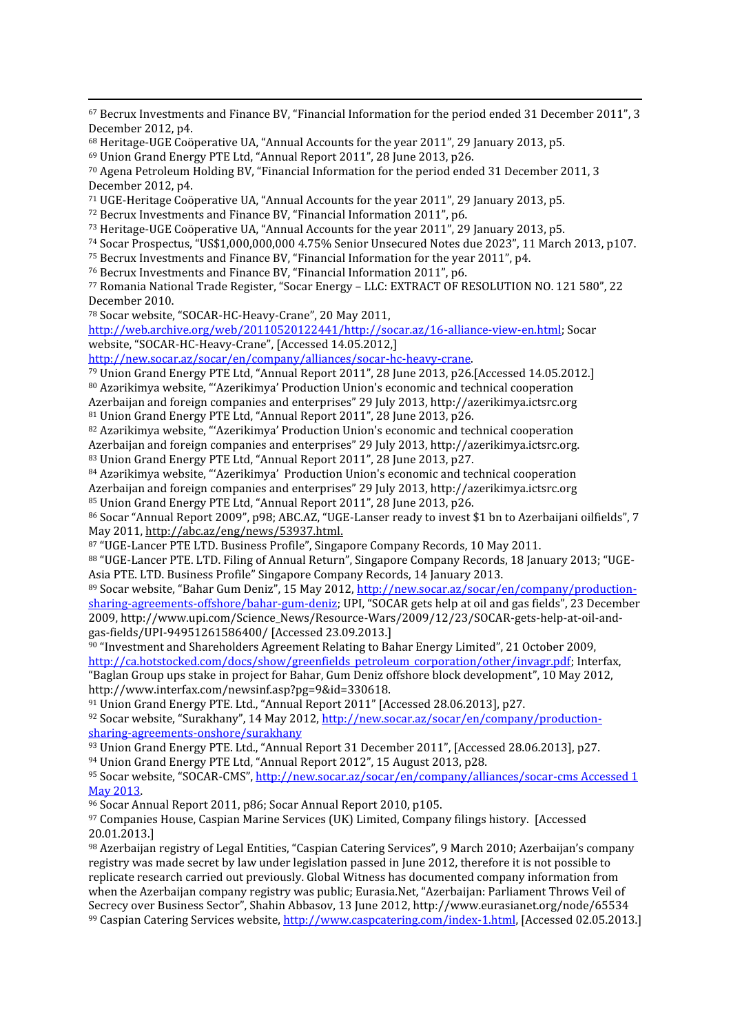[67] Becrux Investments and Finance BV, "Financial Information for the period ended 31 December 2011", 3 December 2012, p4.

[68] Heritage-UGE Coöperative UA, "Annual Accounts for the year 2011", 29 January 2013, p5.

[69] Union Grand Energy PTE Ltd, "Annual Report 2011", 28 June 2013, p26.

[70] Agena Petroleum Holding BV, "Financial Information for the period ended 31 December 2011, 3 December 2012, p4.

[71] UGE-Heritage Coöperative UA, "Annual Accounts for the year 2011", 29 January 2013, p5.

[72] Becrux Investments and Finance BV, "Financial Information 2011", p6.

[73] Heritage-UGE Coöperative UA, "Annual Accounts for the year 2011", 29 January 2013, p5.

[74] Socar Prospectus, "US$1,000,000,000 4.75% Senior Unsecured Notes due 2023", 11 March 2013, p107.

[75] Becrux Investments and Finance BV, "Financial Information for the year 2011", p4.

[76] Becrux Investments and Finance BV, "Financial Information 2011", p6.

[77] Romania National Trade Register, "Socar Energy – LLC: EXTRACT OF RESOLUTION NO. 121 580", 22 December 2010.

[78] Socar website, "SOCAR-HC-Heavy-Crane", 20 May 2011, http://web.archive.org/web/20110520122441/http://socar.az/16-alliance-view-en.html; Socar website, "SOCAR-HC-Heavy-Crane", [Accessed 14.05.2012,] http://new.socar.az/socar/en/company/alliances/socar-hc-heavy-crane.

[79] Union Grand Energy PTE Ltd, "Annual Report 2011", 28 June 2013, p26.[Accessed 14.05.2012.]

[80] Azərikimya website, "'Azerikimya' Production Union's economic and technical cooperation Azerbaijan and foreign companies and enterprises" 29 July 2013, http://azerikimya.ictsrc.org

[81] Union Grand Energy PTE Ltd, "Annual Report 2011", 28 June 2013, p26.

[82] Azərikimya website, "'Azerikimya' Production Union's economic and technical cooperation Azerbaijan and foreign companies and enterprises" 29 July 2013, http://azerikimya.ictsrc.org.

[83] Union Grand Energy PTE Ltd, "Annual Report 2011", 28 June 2013, p27.

[84] Azərikimya website, "'Azerikimya' Production Union's economic and technical cooperation Azerbaijan and foreign companies and enterprises" 29 July 2013, http://azerikimya.ictsrc.org

[85] Union Grand Energy PTE Ltd, "Annual Report 2011", 28 June 2013, p26.

[86] Socar "Annual Report 2009", p98; ABC.AZ, "UGE-Lanser ready to invest $1 bn to Azerbaijani oilfields", 7 May 2011, http://abc.az/eng/news/53937.html.

[87] "UGE-Lancer PTE LTD. Business Profile", Singapore Company Records, 10 May 2011.

[88] "UGE-Lancer PTE. LTD. Filing of Annual Return", Singapore Company Records, 18 January 2013; "UGE-Asia PTE. LTD. Business Profile" Singapore Company Records, 14 January 2013.

[89] Socar website, "Bahar Gum Deniz", 15 May 2012, http://new.socar.az/socar/en/company/production-sharing-agreements-offshore/bahar-gum-deniz; UPI, "SOCAR gets help at oil and gas fields", 23 December 2009, http://www.upi.com/Science_News/Resource-Wars/2009/12/23/SOCAR-gets-help-at-oil-and-gas-fields/UPI-94951261586400/ [Accessed 23.09.2013.]

[90] "Investment and Shareholders Agreement Relating to Bahar Energy Limited", 21 October 2009, http://ca.hotstocked.com/docs/show/greenfields_petroleum_corporation/other/invagr.pdf; Interfax, "Baglan Group ups stake in project for Bahar, Gum Deniz offshore block development", 10 May 2012, http://www.interfax.com/newsinf.asp?pg=9&id=330618.

[91] Union Grand Energy PTE. Ltd., "Annual Report 2011" [Accessed 28.06.2013], p27.

[92] Socar website, "Surakhany", 14 May 2012, http://new.socar.az/socar/en/company/production-sharing-agreements-onshore/surakhany

[93] Union Grand Energy PTE. Ltd., "Annual Report 31 December 2011", [Accessed 28.06.2013], p27.

[94] Union Grand Energy PTE Ltd, "Annual Report 2012", 15 August 2013, p28.

[95] Socar website, "SOCAR-CMS", http://new.socar.az/socar/en/company/alliances/socar-cms Accessed 1 May 2013.

[96] Socar Annual Report 2011, p86; Socar Annual Report 2010, p105.

[97] Companies House, Caspian Marine Services (UK) Limited, Company filings history. [Accessed 20.01.2013.]

[98] Azerbaijan registry of Legal Entities, "Caspian Catering Services", 9 March 2010; Azerbaijan's company registry was made secret by law under legislation passed in June 2012, therefore it is not possible to replicate research carried out previously. Global Witness has documented company information from when the Azerbaijan company registry was public; Eurasia.Net, "Azerbaijan: Parliament Throws Veil of Secrecy over Business Sector", Shahin Abbasov, 13 June 2012, http://www.eurasianet.org/node/65534

[99] Caspian Catering Services website, http://www.caspcatering.com/index-1.html, [Accessed 02.05.2013.]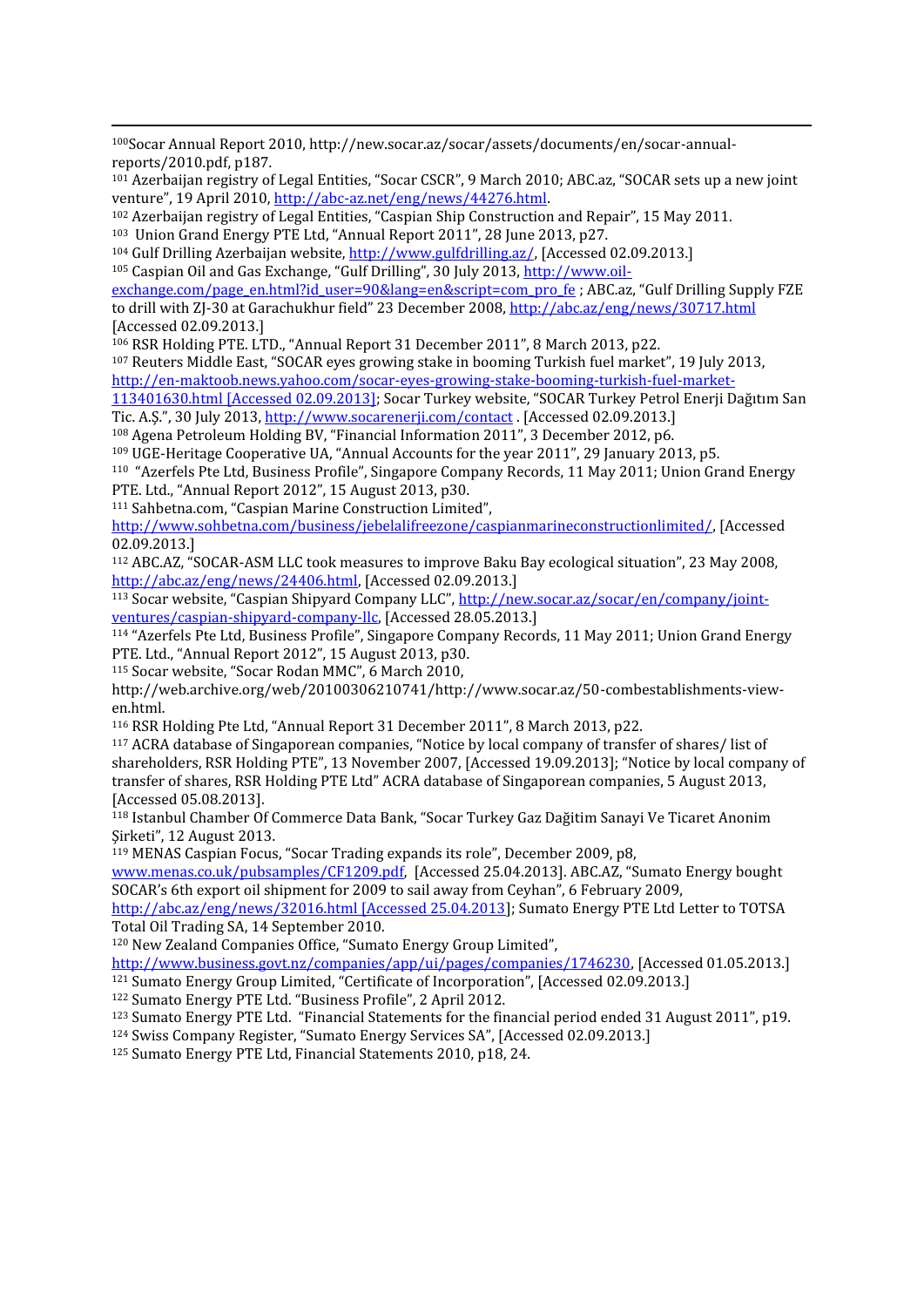[100] Socar Annual Report 2010, http://new.socar.az/socar/assets/documents/en/socar-annual-reports/2010.pdf, p187.

[101] Azerbaijan registry of Legal Entities, "Socar CSCR", 9 March 2010; ABC.az, "SOCAR sets up a new joint venture", 19 April 2010, http://abc-az.net/eng/news/44276.html.

[102] Azerbaijan registry of Legal Entities, "Caspian Ship Construction and Repair", 15 May 2011.

[103] Union Grand Energy PTE Ltd, "Annual Report 2011", 28 June 2013, p27.

[104] Gulf Drilling Azerbaijan website, http://www.gulfdrilling.az/, [Accessed 02.09.2013.]

[105] Caspian Oil and Gas Exchange, "Gulf Drilling", 30 July 2013, http://www.oil-exchange.com/page_en.html?id_user=90&lang=en&script=com_pro_fe ; ABC.az, "Gulf Drilling Supply FZE to drill with ZJ-30 at Garachukhur field" 23 December 2008, http://abc.az/eng/news/30717.html [Accessed 02.09.2013.]

[106] RSR Holding PTE. LTD., "Annual Report 31 December 2011", 8 March 2013, p22.

[107] Reuters Middle East, "SOCAR eyes growing stake in booming Turkish fuel market", 19 July 2013, http://en-maktoob.news.yahoo.com/socar-eyes-growing-stake-booming-turkish-fuel-market-113401630.html [Accessed 02.09.2013]; Socar Turkey website, "SOCAR Turkey Petrol Enerji Dağıtım San Tic. A.Ş.", 30 July 2013, http://www.socarenerji.com/contact . [Accessed 02.09.2013.]

[108] Agena Petroleum Holding BV, "Financial Information 2011", 3 December 2012, p6.

[109] UGE-Heritage Cooperative UA, "Annual Accounts for the year 2011", 29 January 2013, p5.

[110] "Azerfels Pte Ltd, Business Profile", Singapore Company Records, 11 May 2011; Union Grand Energy PTE. Ltd., "Annual Report 2012", 15 August 2013, p30.

[111] Sahbetna.com, "Caspian Marine Construction Limited", http://www.sohbetna.com/business/jebelalifreezone/caspianmarineconstructionlimited/, [Accessed 02.09.2013.]

[112] ABC.AZ, "SOCAR-ASM LLC took measures to improve Baku Bay ecological situation", 23 May 2008, http://abc.az/eng/news/24406.html, [Accessed 02.09.2013.]

[113] Socar website, "Caspian Shipyard Company LLC", http://new.socar.az/socar/en/company/joint-ventures/caspian-shipyard-company-llc, [Accessed 28.05.2013.]

[114] "Azerfels Pte Ltd, Business Profile", Singapore Company Records, 11 May 2011; Union Grand Energy PTE. Ltd., "Annual Report 2012", 15 August 2013, p30.

[115] Socar website, "Socar Rodan MMC", 6 March 2010, http://web.archive.org/web/20100306210741/http://www.socar.az/50-combestablishments-view-en.html.

[116] RSR Holding Pte Ltd, "Annual Report 31 December 2011", 8 March 2013, p22.

[117] ACRA database of Singaporean companies, "Notice by local company of transfer of shares/ list of shareholders, RSR Holding PTE", 13 November 2007, [Accessed 19.09.2013]; "Notice by local company of transfer of shares, RSR Holding PTE Ltd" ACRA database of Singaporean companies, 5 August 2013, [Accessed 05.08.2013].

[118] Istanbul Chamber Of Commerce Data Bank, "Socar Turkey Gaz Dağitim Sanayi Ve Ticaret Anonim Şirketi", 12 August 2013.

[119] MENAS Caspian Focus, "Socar Trading expands its role", December 2009, p8, www.menas.co.uk/pubsamples/CF1209.pdf, [Accessed 25.04.2013]. ABC.AZ, "Sumato Energy bought SOCAR's 6th export oil shipment for 2009 to sail away from Ceyhan", 6 February 2009, http://abc.az/eng/news/32016.html [Accessed 25.04.2013]; Sumato Energy PTE Ltd Letter to TOTSA Total Oil Trading SA, 14 September 2010.

[120] New Zealand Companies Office, "Sumato Energy Group Limited", http://www.business.govt.nz/companies/app/ui/pages/companies/1746230, [Accessed 01.05.2013.]

[121] Sumato Energy Group Limited, "Certificate of Incorporation", [Accessed 02.09.2013.]

[122] Sumato Energy PTE Ltd. "Business Profile", 2 April 2012.

[123] Sumato Energy PTE Ltd. "Financial Statements for the financial period ended 31 August 2011", p19.

[124] Swiss Company Register, "Sumato Energy Services SA", [Accessed 02.09.2013.]

[125] Sumato Energy PTE Ltd, Financial Statements 2010, p18, 24.